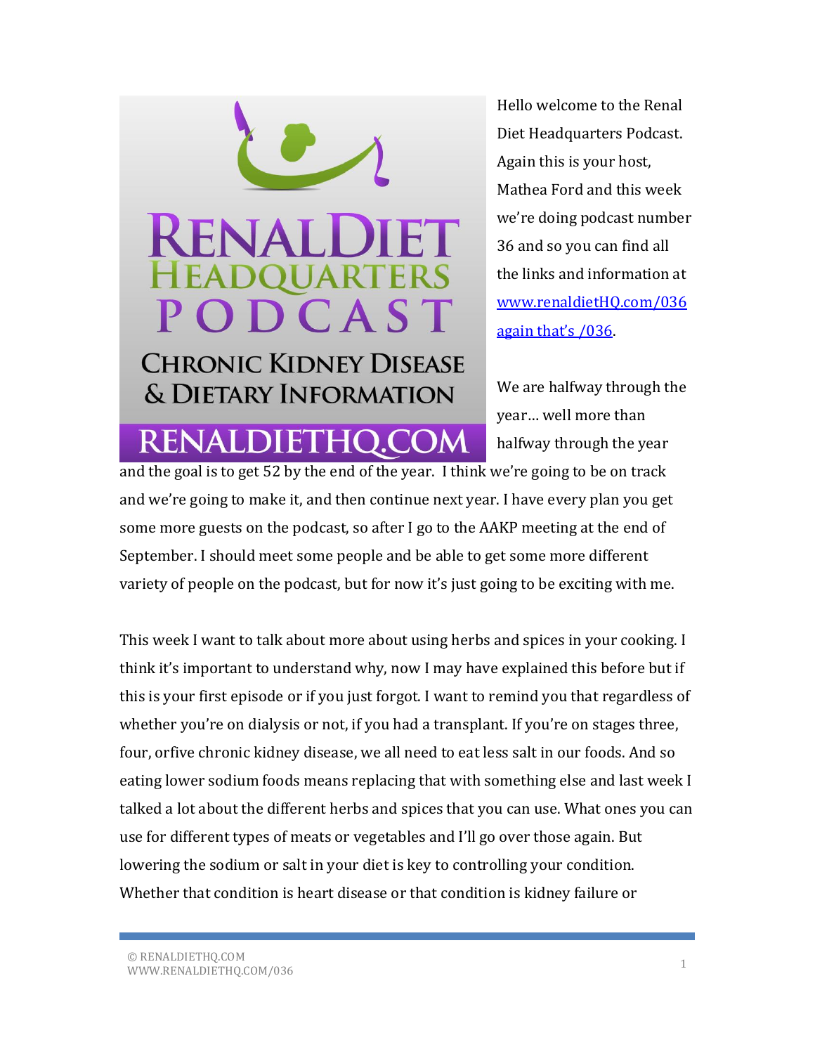Hello welcome to the Renal Diet Headquarters Podcast. Again this is your host, Mathea Ford and this week we're doing podcast number 36 and so you can find all the links and information at [www.renaldietHQ.com/036 again that's /036](www.renaldietHQ.com/036).

We are halfway through the year… well more than halfway through the year and the goal is to get 52 by the end of the year. I think we're going to be on track and we're going to make it, and then continue next year. I have every plan you get some more guests on the podcast, so after I go to the AAKP meeting at the end of September. I should meet some people and be able to get some more different variety of people on the podcast, but for now it's just going to be exciting with me.

This week I want to talk about more about using herbs and spices in your cooking. I think it's important to understand why, now I may have explained this before but if this is your first episode or if you just forgot. I want to remind you that regardless of whether you're on dialysis or not, if you had a transplant. If you're on stages three, four, orfive chronic kidney disease, we all need to eat less salt in our foods. And so eating lower sodium foods means replacing that with something else and last week I talked a lot about the different herbs and spices that you can use. What ones you can use for different types of meats or vegetables and I'll go over those again. But lowering the sodium or salt in your diet is key to controlling your condition. Whether that condition is heart disease or that condition is kidney failure or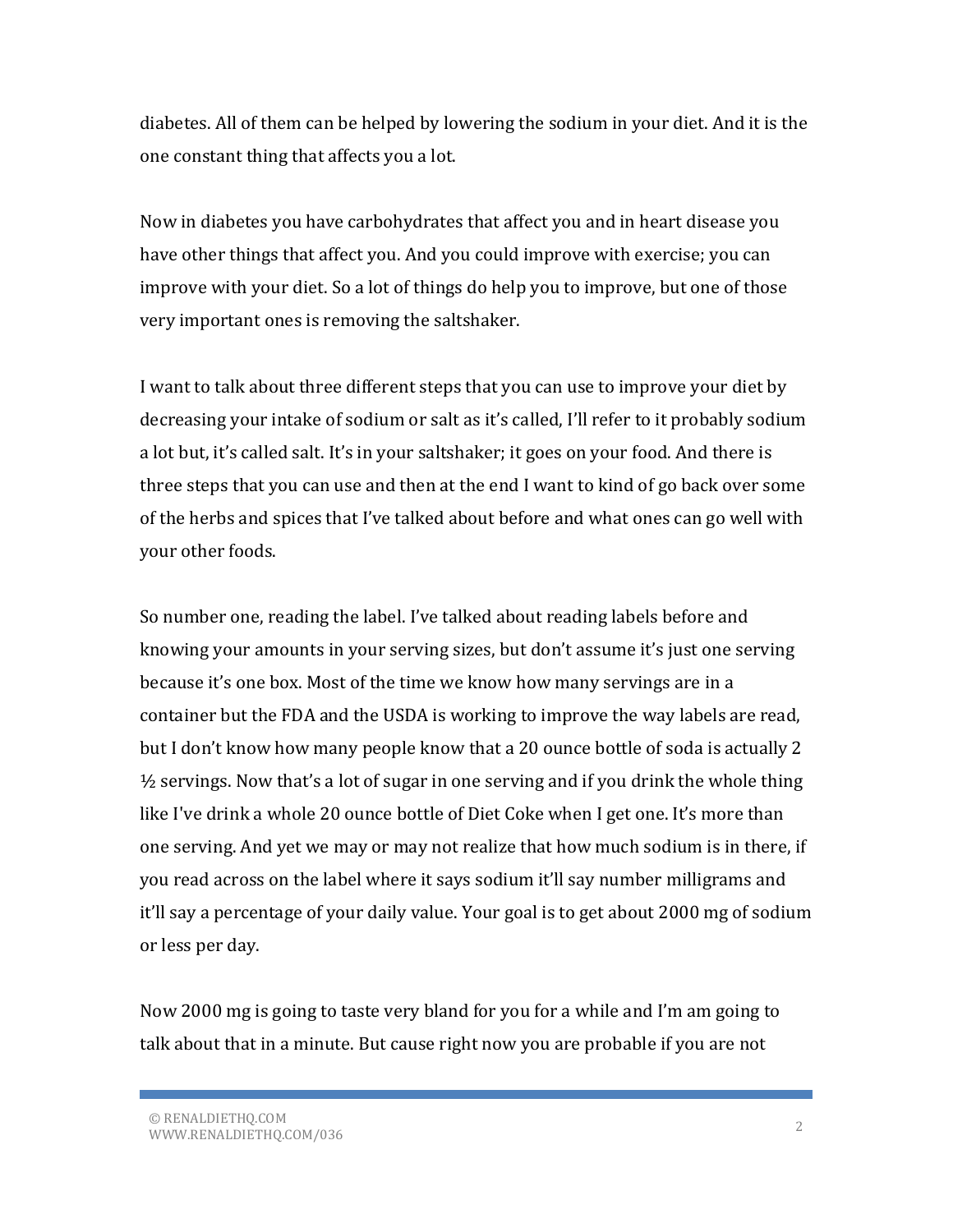diabetes. All of them can be helped by lowering the sodium in your diet. And it is the one constant thing that affects you a lot.

Now in diabetes you have carbohydrates that affect you and in heart disease you have other things that affect you. And you could improve with exercise; you can improve with your diet. So a lot of things do help you to improve, but one of those very important ones is removing the saltshaker.

I want to talk about three different steps that you can use to improve your diet by decreasing your intake of sodium or salt as it's called, I'll refer to it probably sodium a lot but, it's called salt. It's in your saltshaker; it goes on your food. And there is three steps that you can use and then at the end I want to kind of go back over some of the herbs and spices that I've talked about before and what ones can go well with your other foods.

So number one, reading the label. I've talked about reading labels before and knowing your amounts in your serving sizes, but don't assume it's just one serving because it's one box. Most of the time we know how many servings are in a container but the FDA and the USDA is working to improve the way labels are read, but I don't know how many people know that a 20 ounce bottle of soda is actually 2 ½ servings. Now that's a lot of sugar in one serving and if you drink the whole thing like I've drink a whole 20 ounce bottle of Diet Coke when I get one. It's more than one serving. And yet we may or may not realize that how much sodium is in there, if you read across on the label where it says sodium it'll say number milligrams and it'll say a percentage of your daily value. Your goal is to get about 2000 mg of sodium or less per day.

Now 2000 mg is going to taste very bland for you for a while and I'm am going to talk about that in a minute. But cause right now you are probable if you are not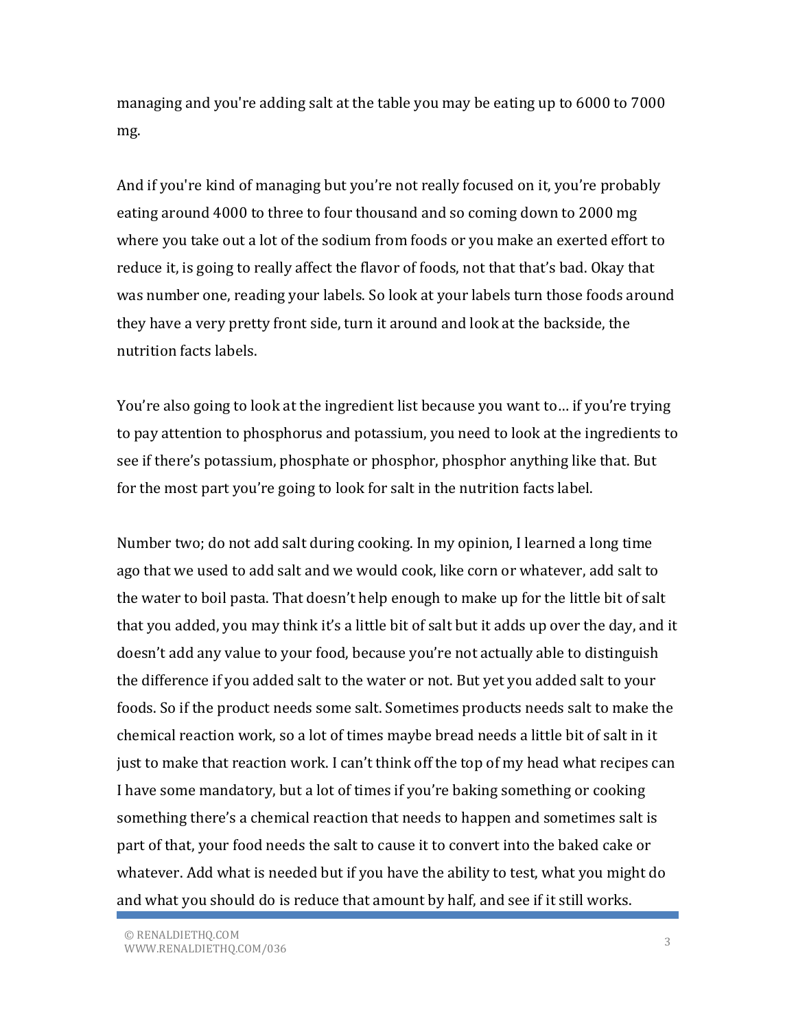managing and you're adding salt at the table you may be eating up to 6000 to 7000 mg.

And if you're kind of managing but you're not really focused on it, you're probably eating around 4000 to three to four thousand and so coming down to 2000 mg where you take out a lot of the sodium from foods or you make an exerted effort to reduce it, is going to really affect the flavor of foods, not that that's bad. Okay that was number one, reading your labels. So look at your labels turn those foods around they have a very pretty front side, turn it around and look at the backside, the nutrition facts labels.

You're also going to look at the ingredient list because you want to… if you're trying to pay attention to phosphorus and potassium, you need to look at the ingredients to see if there's potassium, phosphate or phosphor, phosphor anything like that. But for the most part you're going to look for salt in the nutrition facts label.

Number two; do not add salt during cooking. In my opinion, I learned a long time ago that we used to add salt and we would cook, like corn or whatever, add salt to the water to boil pasta. That doesn't help enough to make up for the little bit of salt that you added, you may think it's a little bit of salt but it adds up over the day, and it doesn't add any value to your food, because you're not actually able to distinguish the difference if you added salt to the water or not. But yet you added salt to your foods. So if the product needs some salt. Sometimes products needs salt to make the chemical reaction work, so a lot of times maybe bread needs a little bit of salt in it just to make that reaction work. I can't think off the top of my head what recipes can I have some mandatory, but a lot of times if you're baking something or cooking something there's a chemical reaction that needs to happen and sometimes salt is part of that, your food needs the salt to cause it to convert into the baked cake or whatever. Add what is needed but if you have the ability to test, what you might do and what you should do is reduce that amount by half, and see if it still works.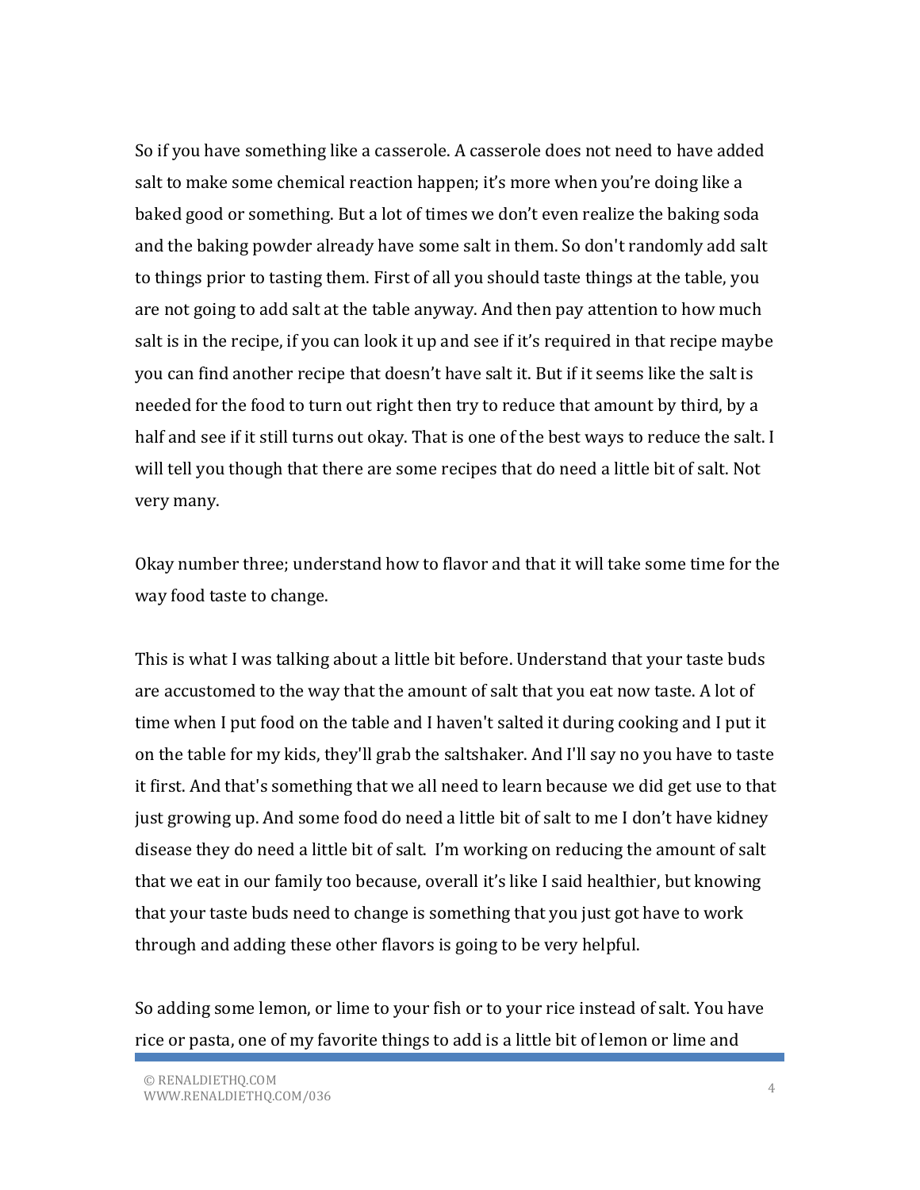So if you have something like a casserole. A casserole does not need to have added salt to make some chemical reaction happen; it's more when you're doing like a baked good or something. But a lot of times we don't even realize the baking soda and the baking powder already have some salt in them. So don't randomly add salt to things prior to tasting them. First of all you should taste things at the table, you are not going to add salt at the table anyway. And then pay attention to how much salt is in the recipe, if you can look it up and see if it's required in that recipe maybe you can find another recipe that doesn't have salt it. But if it seems like the salt is needed for the food to turn out right then try to reduce that amount by third, by a half and see if it still turns out okay. That is one of the best ways to reduce the salt. I will tell you though that there are some recipes that do need a little bit of salt. Not very many.

Okay number three; understand how to flavor and that it will take some time for the way food taste to change.

This is what I was talking about a little bit before. Understand that your taste buds are accustomed to the way that the amount of salt that you eat now taste. A lot of time when I put food on the table and I haven't salted it during cooking and I put it on the table for my kids, they'll grab the saltshaker. And I'll say no you have to taste it first. And that's something that we all need to learn because we did get use to that just growing up. And some food do need a little bit of salt to me I don't have kidney disease they do need a little bit of salt. I'm working on reducing the amount of salt that we eat in our family too because, overall it's like I said healthier, but knowing that your taste buds need to change is something that you just got have to work through and adding these other flavors is going to be very helpful.

So adding some lemon, or lime to your fish or to your rice instead of salt. You have rice or pasta, one of my favorite things to add is a little bit of lemon or lime and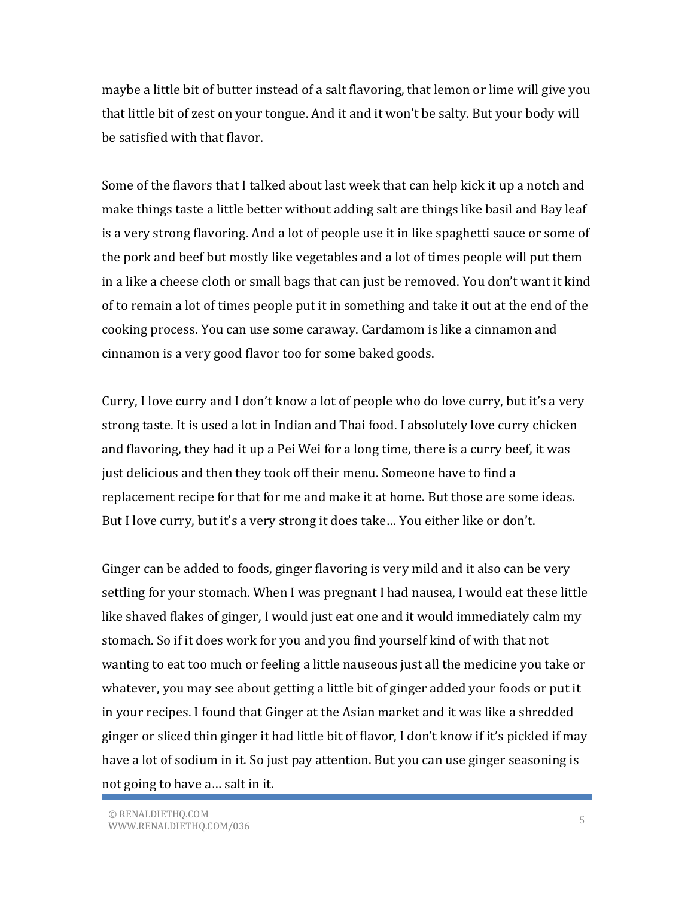maybe a little bit of butter instead of a salt flavoring, that lemon or lime will give you that little bit of zest on your tongue. And it and it won't be salty. But your body will be satisfied with that flavor.

Some of the flavors that I talked about last week that can help kick it up a notch and make things taste a little better without adding salt are things like basil and Bay leaf is a very strong flavoring. And a lot of people use it in like spaghetti sauce or some of the pork and beef but mostly like vegetables and a lot of times people will put them in a like a cheese cloth or small bags that can just be removed. You don't want it kind of to remain a lot of times people put it in something and take it out at the end of the cooking process. You can use some caraway. Cardamom is like a cinnamon and cinnamon is a very good flavor too for some baked goods.

Curry, I love curry and I don't know a lot of people who do love curry, but it's a very strong taste. It is used a lot in Indian and Thai food. I absolutely love curry chicken and flavoring, they had it up a Pei Wei for a long time, there is a curry beef, it was just delicious and then they took off their menu. Someone have to find a replacement recipe for that for me and make it at home. But those are some ideas. But I love curry, but it's a very strong it does take… You either like or don't.

Ginger can be added to foods, ginger flavoring is very mild and it also can be very settling for your stomach. When I was pregnant I had nausea, I would eat these little like shaved flakes of ginger, I would just eat one and it would immediately calm my stomach. So if it does work for you and you find yourself kind of with that not wanting to eat too much or feeling a little nauseous just all the medicine you take or whatever, you may see about getting a little bit of ginger added your foods or put it in your recipes. I found that Ginger at the Asian market and it was like a shredded ginger or sliced thin ginger it had little bit of flavor, I don't know if it's pickled if may have a lot of sodium in it. So just pay attention. But you can use ginger seasoning is not going to have a… salt in it.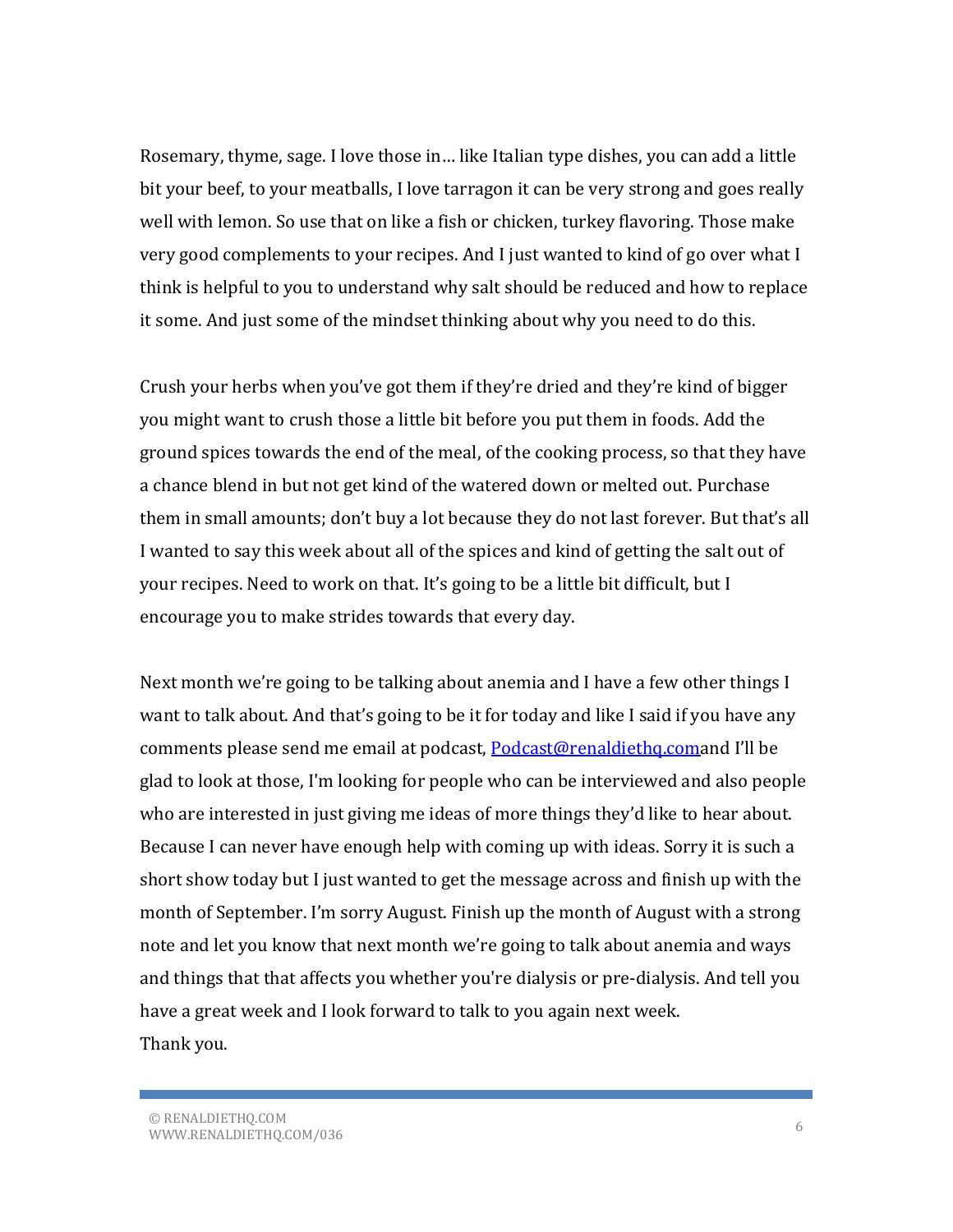Rosemary, thyme, sage. I love those in… like Italian type dishes, you can add a little bit your beef, to your meatballs, I love tarragon it can be very strong and goes really well with lemon. So use that on like a fish or chicken, turkey flavoring. Those make very good complements to your recipes. And I just wanted to kind of go over what I think is helpful to you to understand why salt should be reduced and how to replace it some. And just some of the mindset thinking about why you need to do this.

Crush your herbs when you've got them if they're dried and they're kind of bigger you might want to crush those a little bit before you put them in foods. Add the ground spices towards the end of the meal, of the cooking process, so that they have a chance blend in but not get kind of the watered down or melted out. Purchase them in small amounts; don't buy a lot because they do not last forever. But that's all I wanted to say this week about all of the spices and kind of getting the salt out of your recipes. Need to work on that. It's going to be a little bit difficult, but I encourage you to make strides towards that every day.

Next month we're going to be talking about anemia and I have a few other things I want to talk about. And that's going to be it for today and like I said if you have any comments please send me email at podcast, [Podcast@renaldiethq.com](mailto:Podcast@renaldiethq.com)and I'll be glad to look at those, I'm looking for people who can be interviewed and also people who are interested in just giving me ideas of more things they'd like to hear about. Because I can never have enough help with coming up with ideas. Sorry it is such a short show today but I just wanted to get the message across and finish up with the month of September. I'm sorry August. Finish up the month of August with a strong note and let you know that next month we're going to talk about anemia and ways and things that that affects you whether you're dialysis or pre-dialysis. And tell you have a great week and I look forward to talk to you again next week.
Thank you.